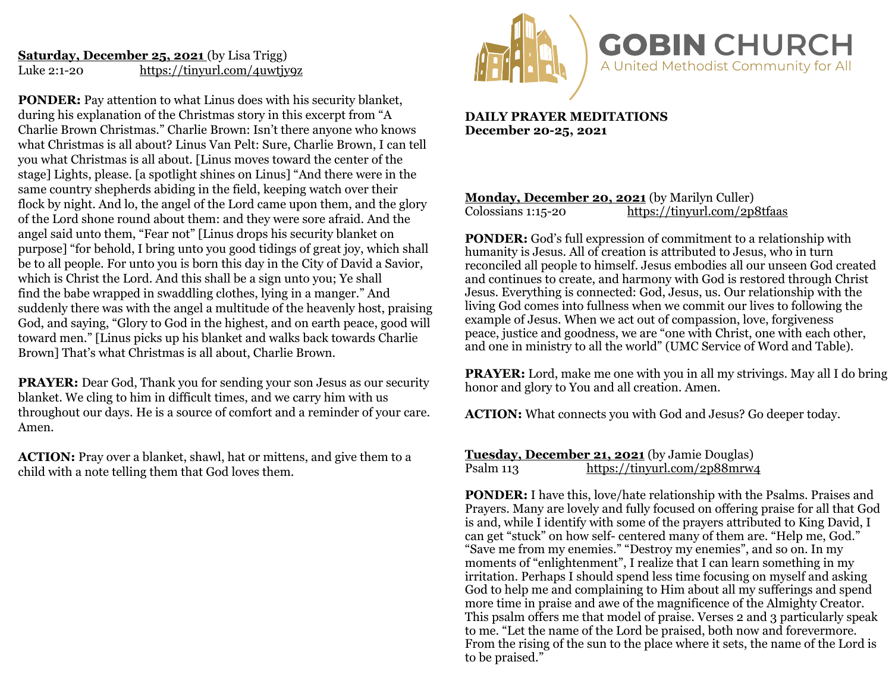**Saturday, December 25, 2021** (by Lisa Trigg)
Luke 2:1-20 https://tinyurl.com/4uwtjy9z

**PONDER:** Pay attention to what Linus does with his security blanket, during his explanation of the Christmas story in this excerpt from "A Charlie Brown Christmas." Charlie Brown: Isn't there anyone who knows what Christmas is all about? Linus Van Pelt: Sure, Charlie Brown, I can tell you what Christmas is all about. [Linus moves toward the center of the stage] Lights, please. [a spotlight shines on Linus] "And there were in the same country shepherds abiding in the field, keeping watch over their flock by night. And lo, the angel of the Lord came upon them, and the glory of the Lord shone round about them: and they were sore afraid. And the angel said unto them, "Fear not" [Linus drops his security blanket on purpose] "for behold, I bring unto you good tidings of great joy, which shall be to all people. For unto you is born this day in the City of David a Savior, which is Christ the Lord. And this shall be a sign unto you; Ye shall find the babe wrapped in swaddling clothes, lying in a manger." And suddenly there was with the angel a multitude of the heavenly host, praising God, and saying, "Glory to God in the highest, and on earth peace, good will toward men." [Linus picks up his blanket and walks back towards Charlie Brown] That's what Christmas is all about, Charlie Brown.

**PRAYER:** Dear God, Thank you for sending your son Jesus as our security blanket. We cling to him in difficult times, and we carry him with us throughout our days. He is a source of comfort and a reminder of your care. Amen.

**ACTION:** Pray over a blanket, shawl, hat or mittens, and give them to a child with a note telling them that God loves them.

# GOBIN CHURCH
A United Methodist Community for All

**DAILY PRAYER MEDITATIONS**
**December 20-25, 2021**

**Monday, December 20, 2021** (by Marilyn Culler)
Colossians 1:15-20 https://tinyurl.com/2p8tfaas

**PONDER:** God's full expression of commitment to a relationship with humanity is Jesus. All of creation is attributed to Jesus, who in turn reconciled all people to himself. Jesus embodies all our unseen God created and continues to create, and harmony with God is restored through Christ Jesus. Everything is connected: God, Jesus, us. Our relationship with the living God comes into fullness when we commit our lives to following the example of Jesus. When we act out of compassion, love, forgiveness peace, justice and goodness, we are "one with Christ, one with each other, and one in ministry to all the world" (UMC Service of Word and Table).

**PRAYER:** Lord, make me one with you in all my strivings. May all I do bring honor and glory to You and all creation. Amen.

**ACTION:** What connects you with God and Jesus? Go deeper today.

**Tuesday, December 21, 2021** (by Jamie Douglas)
Psalm 113 https://tinyurl.com/2p88mrw4

**PONDER:** I have this, love/hate relationship with the Psalms. Praises and Prayers. Many are lovely and fully focused on offering praise for all that God is and, while I identify with some of the prayers attributed to King David, I can get "stuck" on how self- centered many of them are. "Help me, God." "Save me from my enemies." "Destroy my enemies", and so on. In my moments of "enlightenment", I realize that I can learn something in my irritation. Perhaps I should spend less time focusing on myself and asking God to help me and complaining to Him about all my sufferings and spend more time in praise and awe of the magnificence of the Almighty Creator. This psalm offers me that model of praise. Verses 2 and 3 particularly speak to me. "Let the name of the Lord be praised, both now and forevermore. From the rising of the sun to the place where it sets, the name of the Lord is to be praised."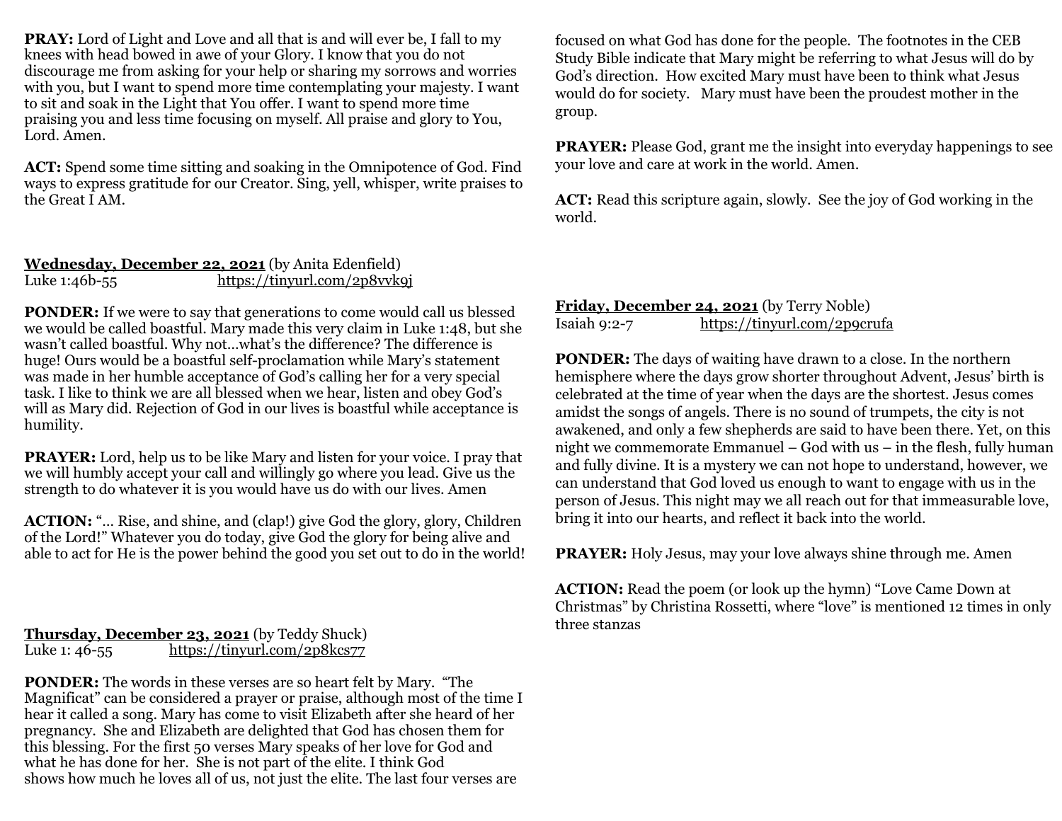**PRAY:** Lord of Light and Love and all that is and will ever be, I fall to my knees with head bowed in awe of your Glory. I know that you do not discourage me from asking for your help or sharing my sorrows and worries with you, but I want to spend more time contemplating your majesty. I want to sit and soak in the Light that You offer. I want to spend more time praising you and less time focusing on myself. All praise and glory to You, Lord. Amen.

**ACT:** Spend some time sitting and soaking in the Omnipotence of God. Find ways to express gratitude for our Creator. Sing, yell, whisper, write praises to the Great I AM.

**Wednesday, December 22, 2021** (by Anita Edenfield)
Luke 1:46b-55 https://tinyurl.com/2p8vvk9j

**PONDER:** If we were to say that generations to come would call us blessed we would be called boastful. Mary made this very claim in Luke 1:48, but she wasn't called boastful. Why not…what's the difference? The difference is huge! Ours would be a boastful self-proclamation while Mary's statement was made in her humble acceptance of God's calling her for a very special task. I like to think we are all blessed when we hear, listen and obey God's will as Mary did. Rejection of God in our lives is boastful while acceptance is humility.

**PRAYER:** Lord, help us to be like Mary and listen for your voice. I pray that we will humbly accept your call and willingly go where you lead. Give us the strength to do whatever it is you would have us do with our lives. Amen

**ACTION:** "… Rise, and shine, and (clap!) give God the glory, glory, Children of the Lord!" Whatever you do today, give God the glory for being alive and able to act for He is the power behind the good you set out to do in the world!

**Thursday, December 23, 2021** (by Teddy Shuck)
Luke 1: 46-55 https://tinyurl.com/2p8kcs77

**PONDER:** The words in these verses are so heart felt by Mary. "The Magnificat" can be considered a prayer or praise, although most of the time I hear it called a song. Mary has come to visit Elizabeth after she heard of her pregnancy. She and Elizabeth are delighted that God has chosen them for this blessing. For the first 50 verses Mary speaks of her love for God and what he has done for her. She is not part of the elite. I think God shows how much he loves all of us, not just the elite. The last four verses are focused on what God has done for the people. The footnotes in the CEB Study Bible indicate that Mary might be referring to what Jesus will do by God's direction. How excited Mary must have been to think what Jesus would do for society. Mary must have been the proudest mother in the group.

**PRAYER:** Please God, grant me the insight into everyday happenings to see your love and care at work in the world. Amen.

**ACT:** Read this scripture again, slowly. See the joy of God working in the world.

**Friday, December 24, 2021** (by Terry Noble)
Isaiah 9:2-7 https://tinyurl.com/2p9crufa

**PONDER:** The days of waiting have drawn to a close. In the northern hemisphere where the days grow shorter throughout Advent, Jesus' birth is celebrated at the time of year when the days are the shortest. Jesus comes amidst the songs of angels. There is no sound of trumpets, the city is not awakened, and only a few shepherds are said to have been there. Yet, on this night we commemorate Emmanuel – God with us – in the flesh, fully human and fully divine. It is a mystery we can not hope to understand, however, we can understand that God loved us enough to want to engage with us in the person of Jesus. This night may we all reach out for that immeasurable love, bring it into our hearts, and reflect it back into the world.

**PRAYER:** Holy Jesus, may your love always shine through me. Amen

**ACTION:** Read the poem (or look up the hymn) "Love Came Down at Christmas" by Christina Rossetti, where "love" is mentioned 12 times in only three stanzas